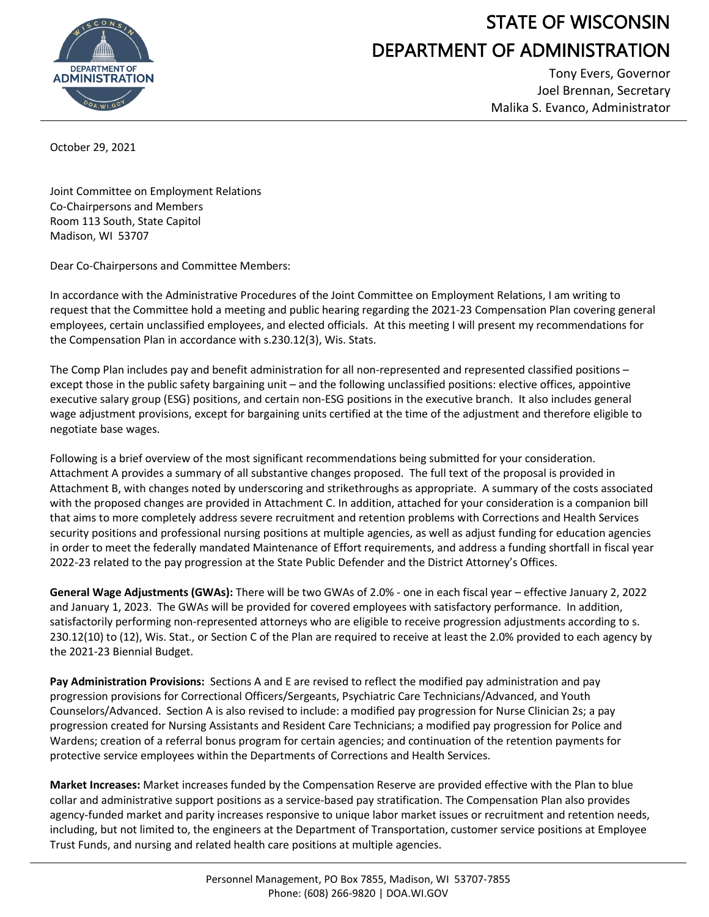# STATE OF WISCONSIN
# DEPARTMENT OF ADMINISTRATION

Tony Evers, Governor
Joel Brennan, Secretary
Malika S. Evanco, Administrator

October 29, 2021

Joint Committee on Employment Relations
Co-Chairpersons and Members
Room 113 South, State Capitol
Madison, WI 53707

Dear Co-Chairpersons and Committee Members:

In accordance with the Administrative Procedures of the Joint Committee on Employment Relations, I am writing to request that the Committee hold a meeting and public hearing regarding the 2021-23 Compensation Plan covering general employees, certain unclassified employees, and elected officials. At this meeting I will present my recommendations for the Compensation Plan in accordance with s.230.12(3), Wis. Stats.

The Comp Plan includes pay and benefit administration for all non-represented and represented classified positions – except those in the public safety bargaining unit – and the following unclassified positions: elective offices, appointive executive salary group (ESG) positions, and certain non-ESG positions in the executive branch. It also includes general wage adjustment provisions, except for bargaining units certified at the time of the adjustment and therefore eligible to negotiate base wages.

Following is a brief overview of the most significant recommendations being submitted for your consideration. Attachment A provides a summary of all substantive changes proposed. The full text of the proposal is provided in Attachment B, with changes noted by underscoring and strikethroughs as appropriate. A summary of the costs associated with the proposed changes are provided in Attachment C. In addition, attached for your consideration is a companion bill that aims to more completely address severe recruitment and retention problems with Corrections and Health Services security positions and professional nursing positions at multiple agencies, as well as adjust funding for education agencies in order to meet the federally mandated Maintenance of Effort requirements, and address a funding shortfall in fiscal year 2022-23 related to the pay progression at the State Public Defender and the District Attorney's Offices.

**General Wage Adjustments (GWAs):** There will be two GWAs of 2.0% - one in each fiscal year – effective January 2, 2022 and January 1, 2023. The GWAs will be provided for covered employees with satisfactory performance. In addition, satisfactorily performing non-represented attorneys who are eligible to receive progression adjustments according to s. 230.12(10) to (12), Wis. Stat., or Section C of the Plan are required to receive at least the 2.0% provided to each agency by the 2021-23 Biennial Budget.

**Pay Administration Provisions:** Sections A and E are revised to reflect the modified pay administration and pay progression provisions for Correctional Officers/Sergeants, Psychiatric Care Technicians/Advanced, and Youth Counselors/Advanced. Section A is also revised to include: a modified pay progression for Nurse Clinician 2s; a pay progression created for Nursing Assistants and Resident Care Technicians; a modified pay progression for Police and Wardens; creation of a referral bonus program for certain agencies; and continuation of the retention payments for protective service employees within the Departments of Corrections and Health Services.

**Market Increases:** Market increases funded by the Compensation Reserve are provided effective with the Plan to blue collar and administrative support positions as a service-based pay stratification. The Compensation Plan also provides agency-funded market and parity increases responsive to unique labor market issues or recruitment and retention needs, including, but not limited to, the engineers at the Department of Transportation, customer service positions at Employee Trust Funds, and nursing and related health care positions at multiple agencies.

Personnel Management, PO Box 7855, Madison, WI 53707-7855
Phone: (608) 266-9820 | DOA.WI.GOV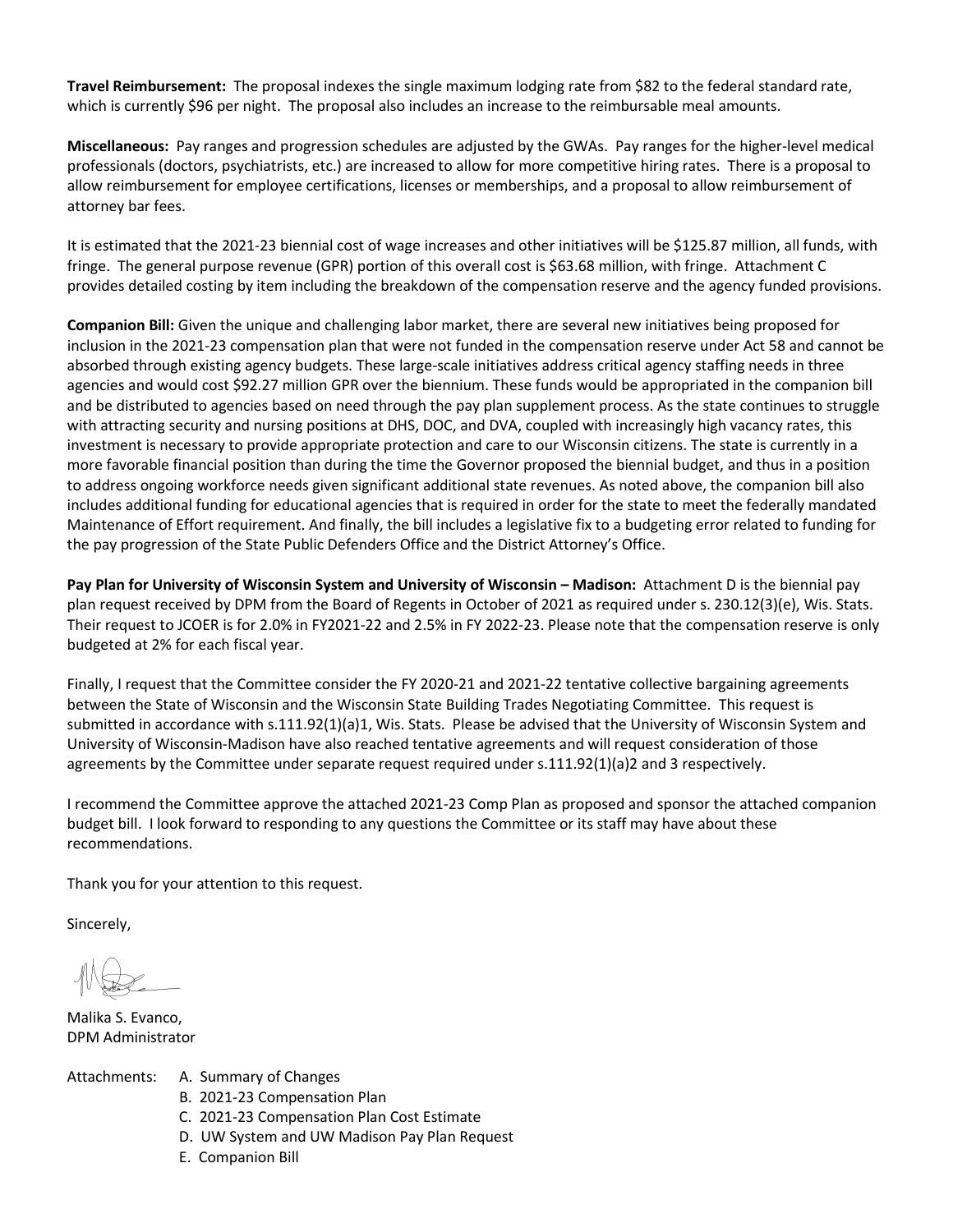**Travel Reimbursement:** The proposal indexes the single maximum lodging rate from $82 to the federal standard rate, which is currently $96 per night. The proposal also includes an increase to the reimbursable meal amounts.

**Miscellaneous:** Pay ranges and progression schedules are adjusted by the GWAs. Pay ranges for the higher-level medical professionals (doctors, psychiatrists, etc.) are increased to allow for more competitive hiring rates. There is a proposal to allow reimbursement for employee certifications, licenses or memberships, and a proposal to allow reimbursement of attorney bar fees.

It is estimated that the 2021-23 biennial cost of wage increases and other initiatives will be $125.87 million, all funds, with fringe. The general purpose revenue (GPR) portion of this overall cost is $63.68 million, with fringe. Attachment C provides detailed costing by item including the breakdown of the compensation reserve and the agency funded provisions.

**Companion Bill:** Given the unique and challenging labor market, there are several new initiatives being proposed for inclusion in the 2021-23 compensation plan that were not funded in the compensation reserve under Act 58 and cannot be absorbed through existing agency budgets. These large-scale initiatives address critical agency staffing needs in three agencies and would cost $92.27 million GPR over the biennium. These funds would be appropriated in the companion bill and be distributed to agencies based on need through the pay plan supplement process. As the state continues to struggle with attracting security and nursing positions at DHS, DOC, and DVA, coupled with increasingly high vacancy rates, this investment is necessary to provide appropriate protection and care to our Wisconsin citizens. The state is currently in a more favorable financial position than during the time the Governor proposed the biennial budget, and thus in a position to address ongoing workforce needs given significant additional state revenues. As noted above, the companion bill also includes additional funding for educational agencies that is required in order for the state to meet the federally mandated Maintenance of Effort requirement. And finally, the bill includes a legislative fix to a budgeting error related to funding for the pay progression of the State Public Defenders Office and the District Attorney's Office.

**Pay Plan for University of Wisconsin System and University of Wisconsin – Madison:** Attachment D is the biennial pay plan request received by DPM from the Board of Regents in October of 2021 as required under s. 230.12(3)(e), Wis. Stats. Their request to JCOER is for 2.0% in FY2021-22 and 2.5% in FY 2022-23. Please note that the compensation reserve is only budgeted at 2% for each fiscal year.

Finally, I request that the Committee consider the FY 2020-21 and 2021-22 tentative collective bargaining agreements between the State of Wisconsin and the Wisconsin State Building Trades Negotiating Committee. This request is submitted in accordance with s.111.92(1)(a)1, Wis. Stats. Please be advised that the University of Wisconsin System and University of Wisconsin-Madison have also reached tentative agreements and will request consideration of those agreements by the Committee under separate request required under s.111.92(1)(a)2 and 3 respectively.

I recommend the Committee approve the attached 2021-23 Comp Plan as proposed and sponsor the attached companion budget bill. I look forward to responding to any questions the Committee or its staff may have about these recommendations.

Thank you for your attention to this request.

Sincerely,

Malika S. Evanco,
DPM Administrator

Attachments:
- A. Summary of Changes
- B. 2021-23 Compensation Plan
- C. 2021-23 Compensation Plan Cost Estimate
- D. UW System and UW Madison Pay Plan Request
- E. Companion Bill